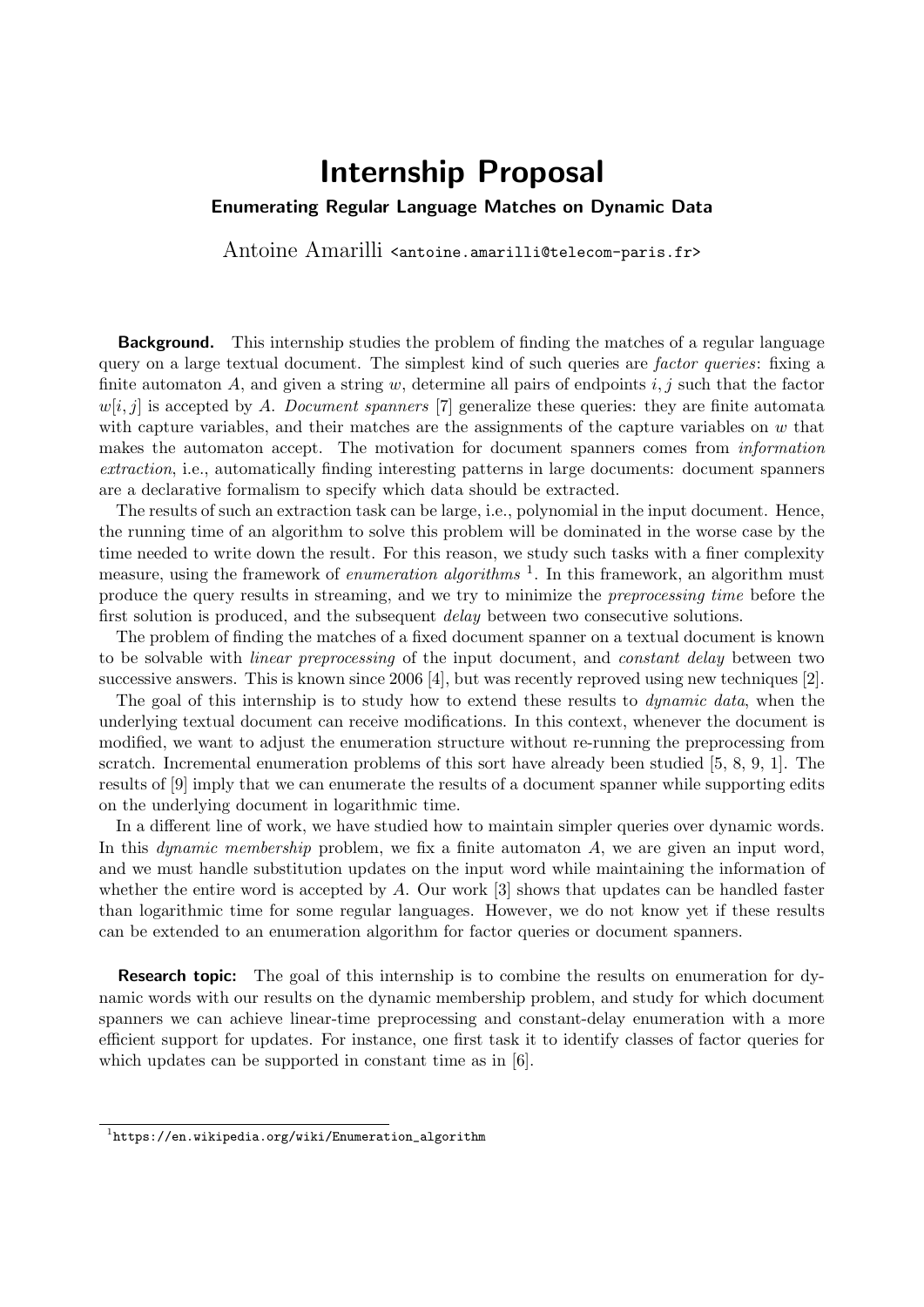# Internship Proposal

## Enumerating Regular Language Matches on Dynamic Data

Antoine Amarilli <antoine.amarilli@telecom-paris.fr>

**Background.** This internship studies the problem of finding the matches of a regular language query on a large textual document. The simplest kind of such queries are *factor queries*: fixing a finite automaton $A$, and given a string $w$, determine all pairs of endpoints $i, j$ such that the factor $w[i, j]$ is accepted by $A$. *Document spanners* [7] generalize these queries: they are finite automata with capture variables, and their matches are the assignments of the capture variables on $w$ that makes the automaton accept. The motivation for document spanners comes from *information extraction*, i.e., automatically finding interesting patterns in large documents: document spanners are a declarative formalism to specify which data should be extracted.

The results of such an extraction task can be large, i.e., polynomial in the input document. Hence, the running time of an algorithm to solve this problem will be dominated in the worse case by the time needed to write down the result. For this reason, we study such tasks with a finer complexity measure, using the framework of *enumeration algorithms* [1]. In this framework, an algorithm must produce the query results in streaming, and we try to minimize the *preprocessing time* before the first solution is produced, and the subsequent *delay* between two consecutive solutions.

The problem of finding the matches of a fixed document spanner on a textual document is known to be solvable with *linear preprocessing* of the input document, and *constant delay* between two successive answers. This is known since 2006 [4], but was recently reproved using new techniques [2].

The goal of this internship is to study how to extend these results to *dynamic data*, when the underlying textual document can receive modifications. In this context, whenever the document is modified, we want to adjust the enumeration structure without re-running the preprocessing from scratch. Incremental enumeration problems of this sort have already been studied [5, 8, 9, 1]. The results of [9] imply that we can enumerate the results of a document spanner while supporting edits on the underlying document in logarithmic time.

In a different line of work, we have studied how to maintain simpler queries over dynamic words. In this *dynamic membership* problem, we fix a finite automaton $A$, we are given an input word, and we must handle substitution updates on the input word while maintaining the information of whether the entire word is accepted by $A$. Our work [3] shows that updates can be handled faster than logarithmic time for some regular languages. However, we do not know yet if these results can be extended to an enumeration algorithm for factor queries or document spanners.

**Research topic:** The goal of this internship is to combine the results on enumeration for dynamic words with our results on the dynamic membership problem, and study for which document spanners we can achieve linear-time preprocessing and constant-delay enumeration with a more efficient support for updates. For instance, one first task it to identify classes of factor queries for which updates can be supported in constant time as in [6].

---

[1] https://en.wikipedia.org/wiki/Enumeration_algorithm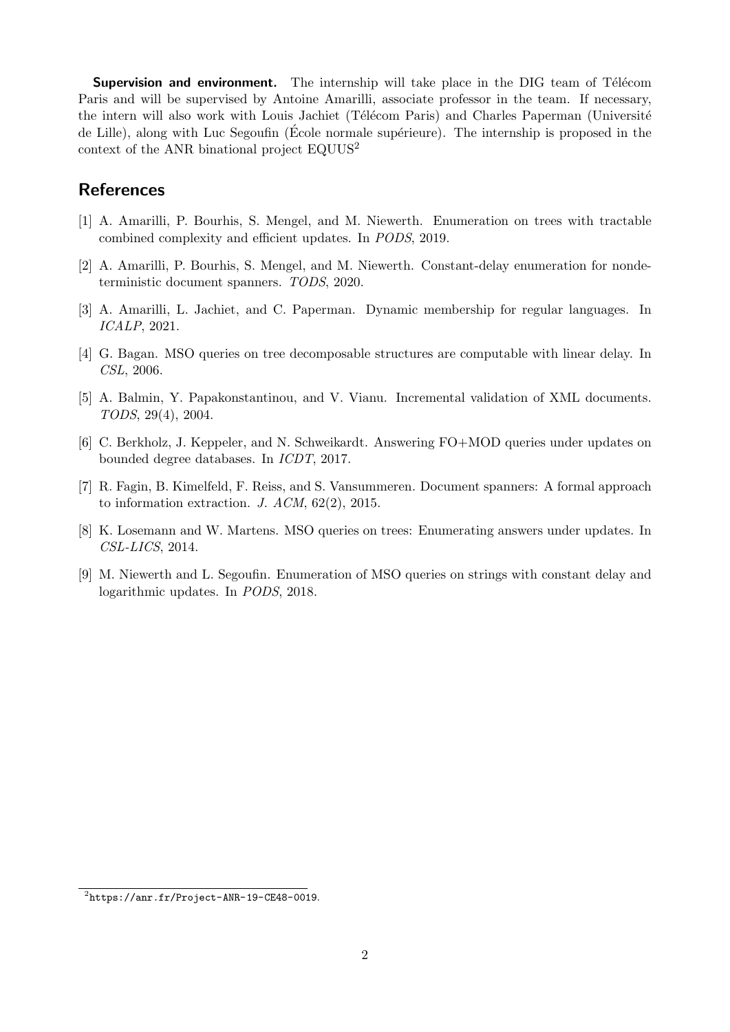**Supervision and environment.** The internship will take place in the DIG team of Télécom Paris and will be supervised by Antoine Amarilli, associate professor in the team. If necessary, the intern will also work with Louis Jachiet (Télécom Paris) and Charles Paperman (Université de Lille), along with Luc Segoufin (École normale supérieure). The internship is proposed in the context of the ANR binational project EQUUS[2]

## References

[1] A. Amarilli, P. Bourhis, S. Mengel, and M. Niewerth. Enumeration on trees with tractable combined complexity and efficient updates. In *PODS*, 2019.

[2] A. Amarilli, P. Bourhis, S. Mengel, and M. Niewerth. Constant-delay enumeration for nondeterministic document spanners. *TODS*, 2020.

[3] A. Amarilli, L. Jachiet, and C. Paperman. Dynamic membership for regular languages. In *ICALP*, 2021.

[4] G. Bagan. MSO queries on tree decomposable structures are computable with linear delay. In *CSL*, 2006.

[5] A. Balmin, Y. Papakonstantinou, and V. Vianu. Incremental validation of XML documents. *TODS*, 29(4), 2004.

[6] C. Berkholz, J. Keppeler, and N. Schweikardt. Answering FO+MOD queries under updates on bounded degree databases. In *ICDT*, 2017.

[7] R. Fagin, B. Kimelfeld, F. Reiss, and S. Vansummeren. Document spanners: A formal approach to information extraction. *J. ACM*, 62(2), 2015.

[8] K. Losemann and W. Martens. MSO queries on trees: Enumerating answers under updates. In *CSL-LICS*, 2014.

[9] M. Niewerth and L. Segoufin. Enumeration of MSO queries on strings with constant delay and logarithmic updates. In *PODS*, 2018.

---

[2] `https://anr.fr/Project-ANR-19-CE48-0019`.